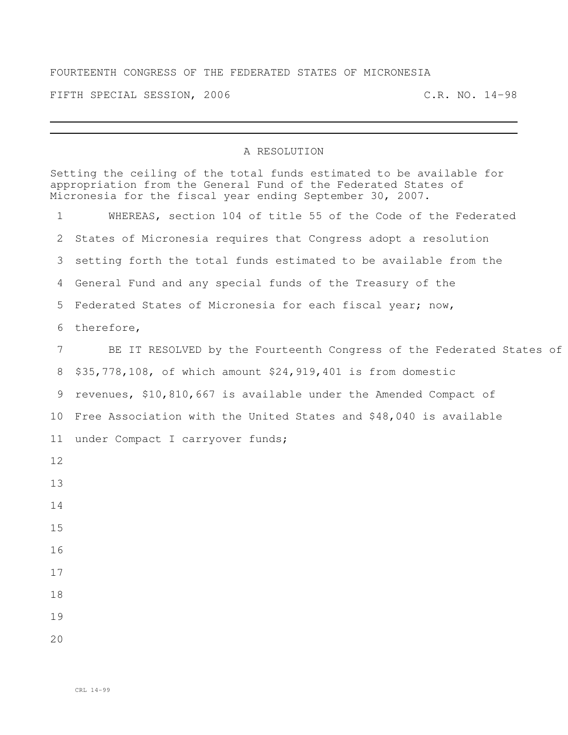FOURTEENTH CONGRESS OF THE FEDERATED STATES OF MICRONESIA

FIFTH SPECIAL SESSION, 2006 C.R. NO. 14-98

---

A RESOLUTION

Setting the ceiling of the total funds estimated to be available for appropriation from the General Fund of the Federated States of Micronesia for the fiscal year ending September 30, 2007.

1 WHEREAS, section 104 of title 55 of the Code of the Federated
2 States of Micronesia requires that Congress adopt a resolution
3 setting forth the total funds estimated to be available from the
4 General Fund and any special funds of the Treasury of the
5 Federated States of Micronesia for each fiscal year; now,
6 therefore,
7 BE IT RESOLVED by the Fourteenth Congress of the Federated States of
8 $35,778,108, of which amount $24,919,401 is from domestic
9 revenues, $10,810,667 is available under the Amended Compact of
10 Free Association with the United States and $48,040 is available
11 under Compact I carryover funds;
12
13
14
15
16
17
18
19
20

CRL 14-99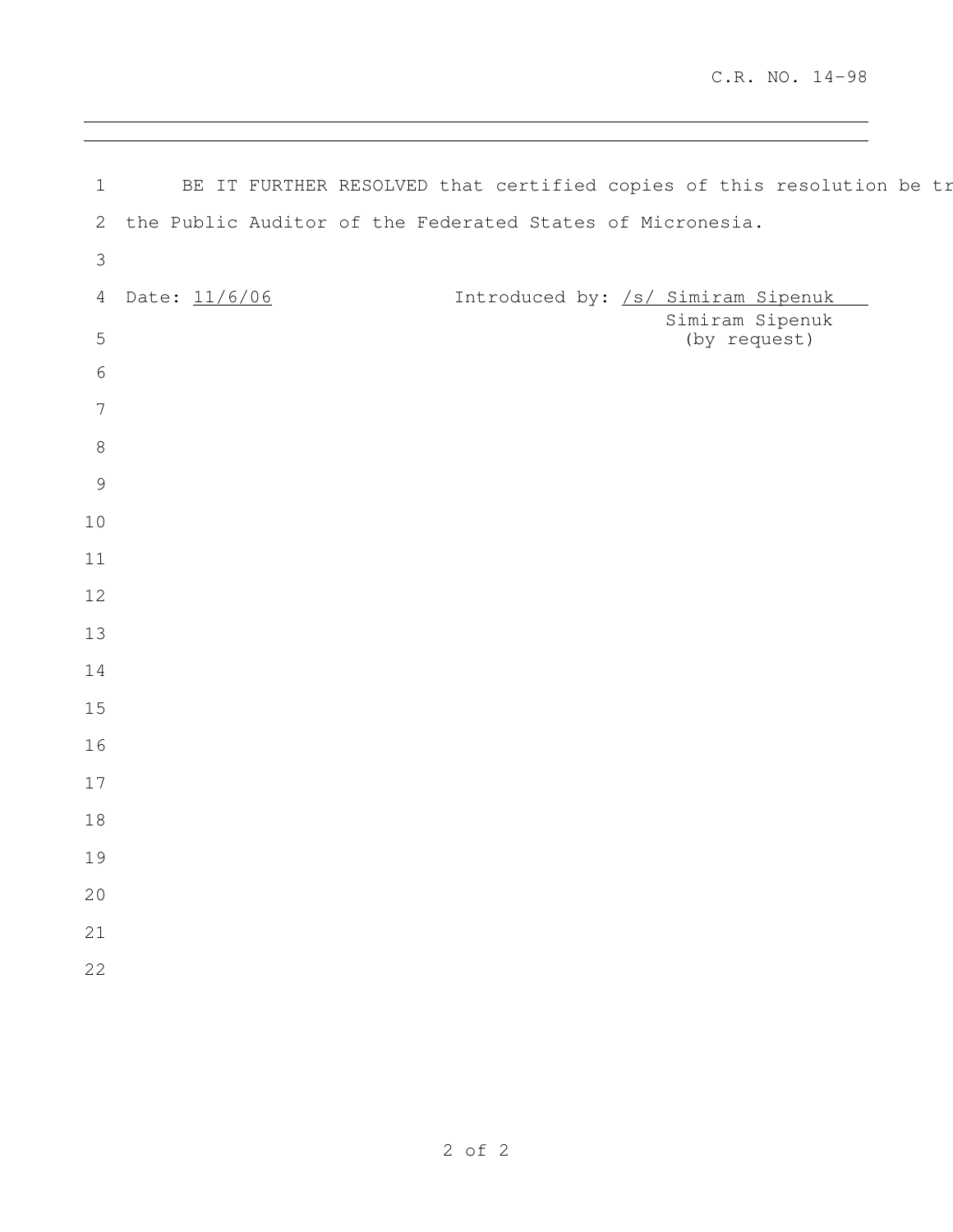BE IT FURTHER RESOLVED that certified copies of this resolution be tr
the Public Auditor of the Federated States of Micronesia.

Date: 11/6/06

Introduced by: /s/ Simiram Sipenuk
Simiram Sipenuk
(by request)